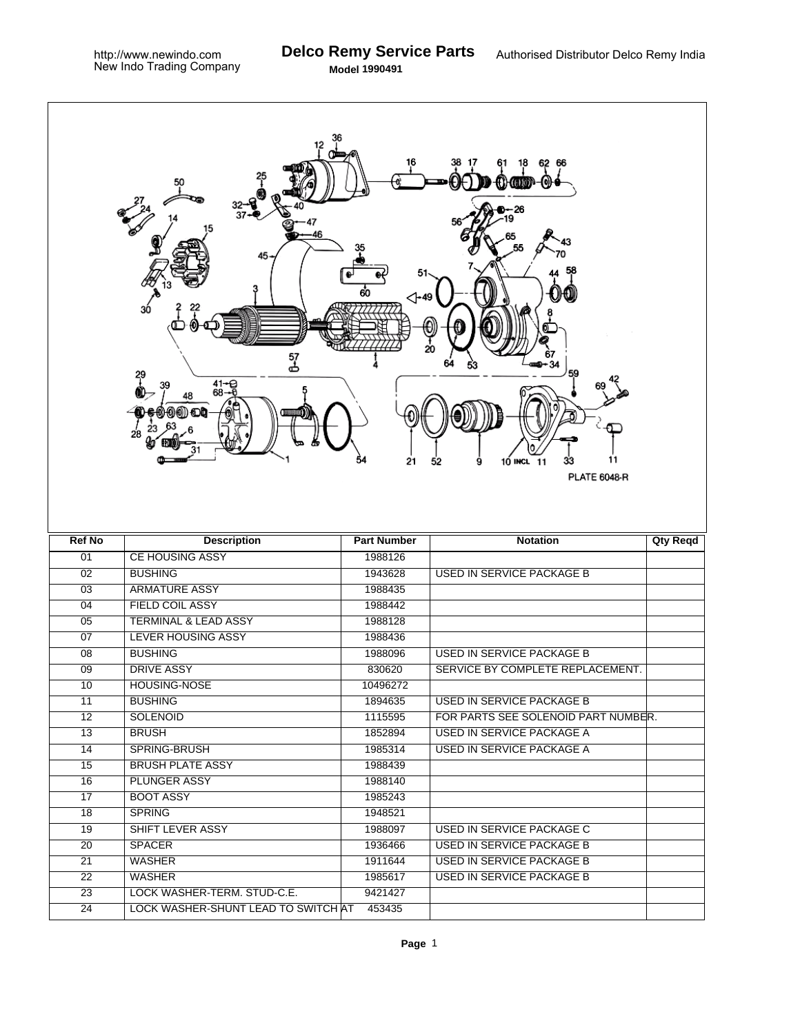http://www.newindo.com
New Indo Trading Company

# Delco Remy Service Parts

**Model 1990491**

Authorised Distributor Delco Remy India

PLATE 6048-R

| Ref No | Description | Part Number | Notation | Qty Reqd |
|---|---|---|---|---|
| 01 | CE HOUSING ASSY | 1988126 | | |
| 02 | BUSHING | 1943628 | USED IN SERVICE PACKAGE B | |
| 03 | ARMATURE ASSY | 1988435 | | |
| 04 | FIELD COIL ASSY | 1988442 | | |
| 05 | TERMINAL & LEAD ASSY | 1988128 | | |
| 07 | LEVER HOUSING ASSY | 1988436 | | |
| 08 | BUSHING | 1988096 | USED IN SERVICE PACKAGE B | |
| 09 | DRIVE ASSY | 830620 | SERVICE BY COMPLETE REPLACEMENT. | |
| 10 | HOUSING-NOSE | 10496272 | | |
| 11 | BUSHING | 1894635 | USED IN SERVICE PACKAGE B | |
| 12 | SOLENOID | 1115595 | FOR PARTS SEE SOLENOID PART NUMBER. | |
| 13 | BRUSH | 1852894 | USED IN SERVICE PACKAGE A | |
| 14 | SPRING-BRUSH | 1985314 | USED IN SERVICE PACKAGE A | |
| 15 | BRUSH PLATE ASSY | 1988439 | | |
| 16 | PLUNGER ASSY | 1988140 | | |
| 17 | BOOT ASSY | 1985243 | | |
| 18 | SPRING | 1948521 | | |
| 19 | SHIFT LEVER ASSY | 1988097 | USED IN SERVICE PACKAGE C | |
| 20 | SPACER | 1936466 | USED IN SERVICE PACKAGE B | |
| 21 | WASHER | 1911644 | USED IN SERVICE PACKAGE B | |
| 22 | WASHER | 1985617 | USED IN SERVICE PACKAGE B | |
| 23 | LOCK WASHER-TERM. STUD-C.E. | 9421427 | | |
| 24 | LOCK WASHER-SHUNT LEAD TO SWITCH AT | 453435 | | |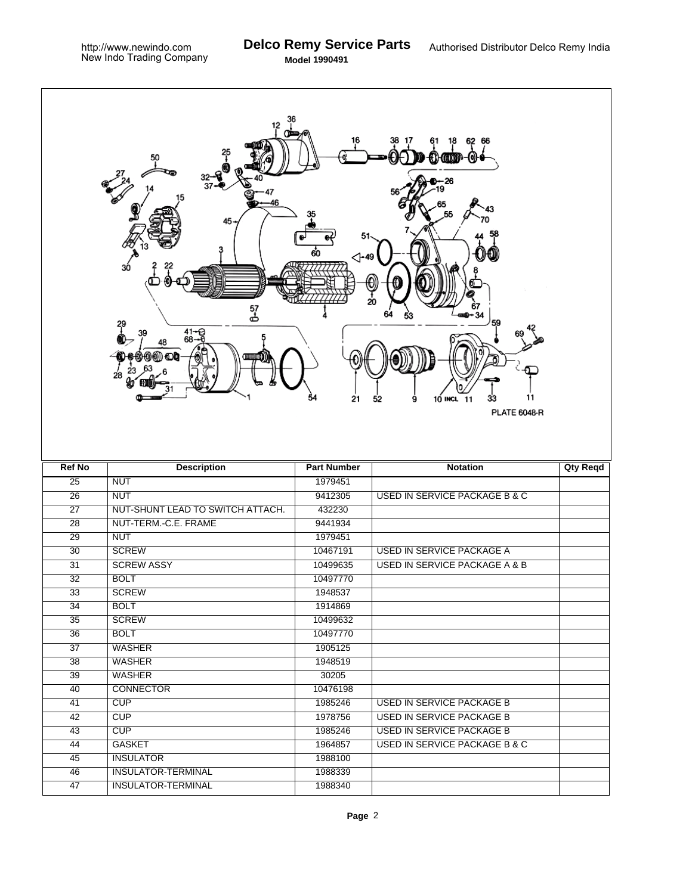PLATE 6048-R

| Ref No | Description | Part Number | Notation | Qty Reqd |
|---|---|---|---|---|
| 25 | NUT | 1979451 | | |
| 26 | NUT | 9412305 | USED IN SERVICE PACKAGE B & C | |
| 27 | NUT-SHUNT LEAD TO SWITCH ATTACH. | 432230 | | |
| 28 | NUT-TERM.-C.E. FRAME | 9441934 | | |
| 29 | NUT | 1979451 | | |
| 30 | SCREW | 10467191 | USED IN SERVICE PACKAGE A | |
| 31 | SCREW ASSY | 10499635 | USED IN SERVICE PACKAGE A & B | |
| 32 | BOLT | 10497770 | | |
| 33 | SCREW | 1948537 | | |
| 34 | BOLT | 1914869 | | |
| 35 | SCREW | 10499632 | | |
| 36 | BOLT | 10497770 | | |
| 37 | WASHER | 1905125 | | |
| 38 | WASHER | 1948519 | | |
| 39 | WASHER | 30205 | | |
| 40 | CONNECTOR | 10476198 | | |
| 41 | CUP | 1985246 | USED IN SERVICE PACKAGE B | |
| 42 | CUP | 1978756 | USED IN SERVICE PACKAGE B | |
| 43 | CUP | 1985246 | USED IN SERVICE PACKAGE B | |
| 44 | GASKET | 1964857 | USED IN SERVICE PACKAGE B & C | |
| 45 | INSULATOR | 1988100 | | |
| 46 | INSULATOR-TERMINAL | 1988339 | | |
| 47 | INSULATOR-TERMINAL | 1988340 | | |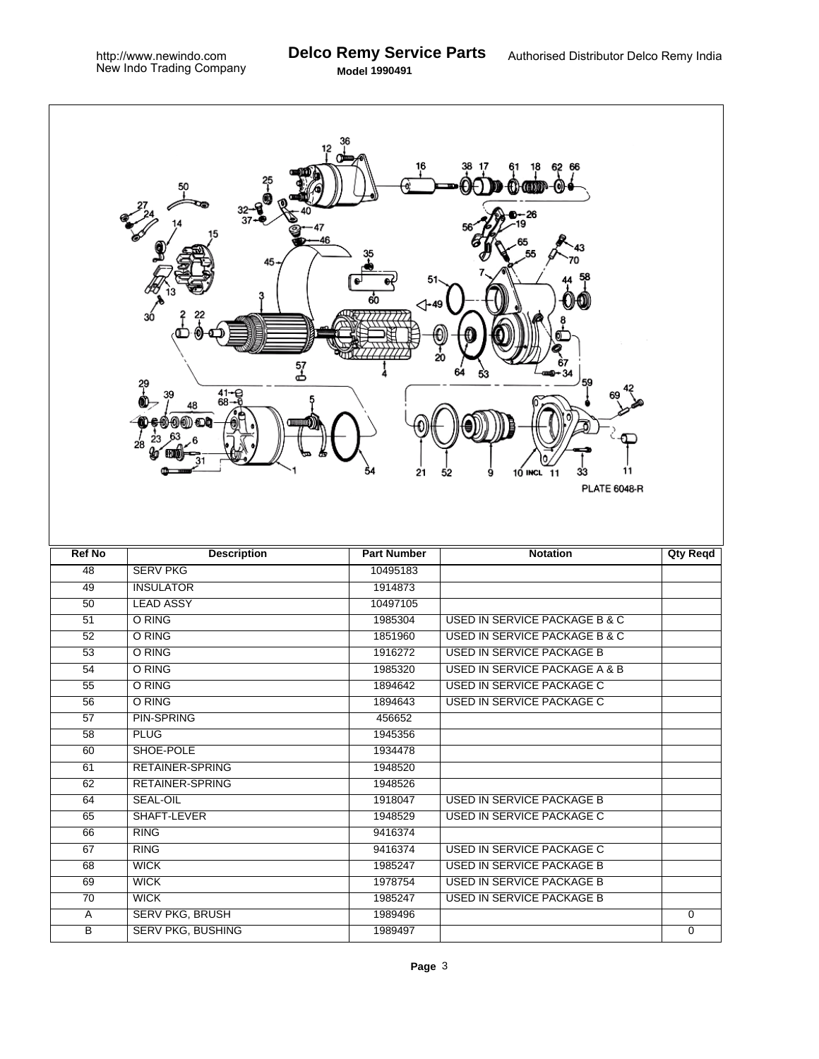| Ref No | Description | Part Number | Notation | Qty Reqd |
|---|---|---|---|---|
| 48 | SERV PKG | 10495183 | | |
| 49 | INSULATOR | 1914873 | | |
| 50 | LEAD ASSY | 10497105 | | |
| 51 | O RING | 1985304 | USED IN SERVICE PACKAGE B & C | |
| 52 | O RING | 1851960 | USED IN SERVICE PACKAGE B & C | |
| 53 | O RING | 1916272 | USED IN SERVICE PACKAGE B | |
| 54 | O RING | 1985320 | USED IN SERVICE PACKAGE A & B | |
| 55 | O RING | 1894642 | USED IN SERVICE PACKAGE C | |
| 56 | O RING | 1894643 | USED IN SERVICE PACKAGE C | |
| 57 | PIN-SPRING | 456652 | | |
| 58 | PLUG | 1945356 | | |
| 60 | SHOE-POLE | 1934478 | | |
| 61 | RETAINER-SPRING | 1948520 | | |
| 62 | RETAINER-SPRING | 1948526 | | |
| 64 | SEAL-OIL | 1918047 | USED IN SERVICE PACKAGE B | |
| 65 | SHAFT-LEVER | 1948529 | USED IN SERVICE PACKAGE C | |
| 66 | RING | 9416374 | | |
| 67 | RING | 9416374 | USED IN SERVICE PACKAGE C | |
| 68 | WICK | 1985247 | USED IN SERVICE PACKAGE B | |
| 69 | WICK | 1978754 | USED IN SERVICE PACKAGE B | |
| 70 | WICK | 1985247 | USED IN SERVICE PACKAGE B | |
| A | SERV PKG, BRUSH | 1989496 | | 0 |
| B | SERV PKG, BUSHING | 1989497 | | 0 |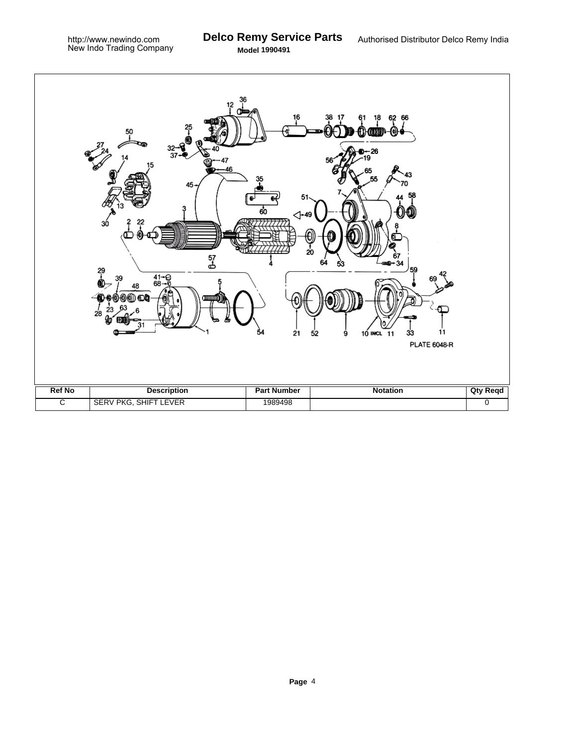| Ref No | Description | Part Number | Notation | Qty Reqd |
| --- | --- | --- | --- | --- |
| C | SERV PKG, SHIFT LEVER | 1989498 | | 0 |